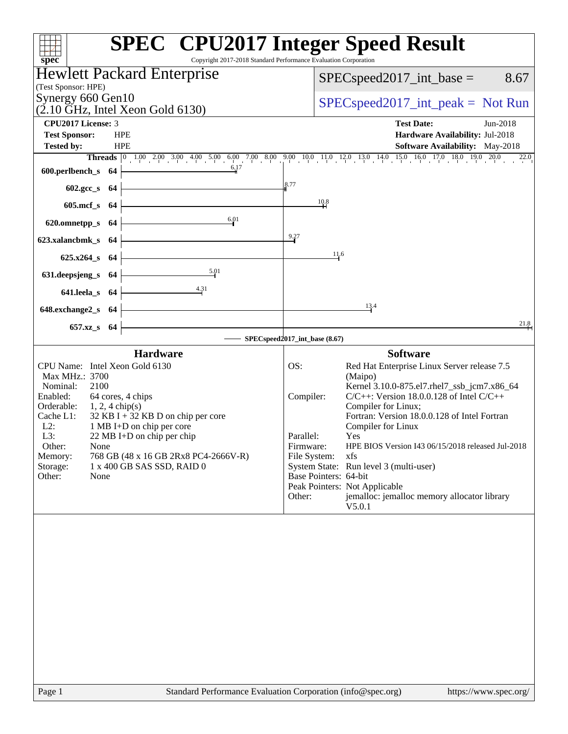# SPEC CPU2017 Integer Speed Result

Copyright 2017-2018 Standard Performance Evaluation Corporation

## Hewlett Packard Enterprise

(Test Sponsor: HPE)

Synergy 660 Gen10
(2.10 GHz, Intel Xeon Gold 6130)

SPECspeed2017_int_base = 8.67

SPECspeed2017_int_peak = Not Run

**CPU2017 License:** 3
**Test Sponsor:** HPE
**Tested by:** HPE

**Test Date:** Jun-2018
**Hardware Availability:** Jul-2018
**Software Availability:** May-2018

| Benchmark | Threads | Base |
|---|---|---|
| 600.perlbench_s | 64 | 6.17 |
| 602.gcc_s | 64 | 8.77 |
| 605.mcf_s | 64 | 10.8 |
| 620.omnetpp_s | 64 | 6.01 |
| 623.xalancbmk_s | 64 | 9.27 |
| 625.x264_s | 64 | 11.6 |
| 631.deepsjeng_s | 64 | 5.01 |
| 641.leela_s | 64 | 4.31 |
| 648.exchange2_s | 64 | 13.4 |
| 657.xz_s | 64 | 21.8 |

SPECspeed2017_int_base (8.67)

## Hardware

| | |
|---|---|
| CPU Name: | Intel Xeon Gold 6130 |
| Max MHz.: | 3700 |
| Nominal: | 2100 |
| Enabled: | 64 cores, 4 chips |
| Orderable: | 1, 2, 4 chip(s) |
| Cache L1: | 32 KB I + 32 KB D on chip per core |
| L2: | 1 MB I+D on chip per core |
| L3: | 22 MB I+D on chip per chip |
| Other: | None |
| Memory: | 768 GB (48 x 16 GB 2Rx8 PC4-2666V-R) |
| Storage: | 1 x 400 GB SAS SSD, RAID 0 |
| Other: | None |

## Software

| | |
|---|---|
| OS: | Red Hat Enterprise Linux Server release 7.5 (Maipo) Kernel 3.10.0-875.el7.rhel7_ssb_jcm7.x86_64 |
| Compiler: | C/C++: Version 18.0.0.128 of Intel C/C++ Compiler for Linux; Fortran: Version 18.0.0.128 of Intel Fortran Compiler for Linux |
| Parallel: | Yes |
| Firmware: | HPE BIOS Version I43 06/15/2018 released Jul-2018 |
| File System: | xfs |
| System State: | Run level 3 (multi-user) |
| Base Pointers: | 64-bit |
| Peak Pointers: | Not Applicable |
| Other: | jemalloc: jemalloc memory allocator library V5.0.1 |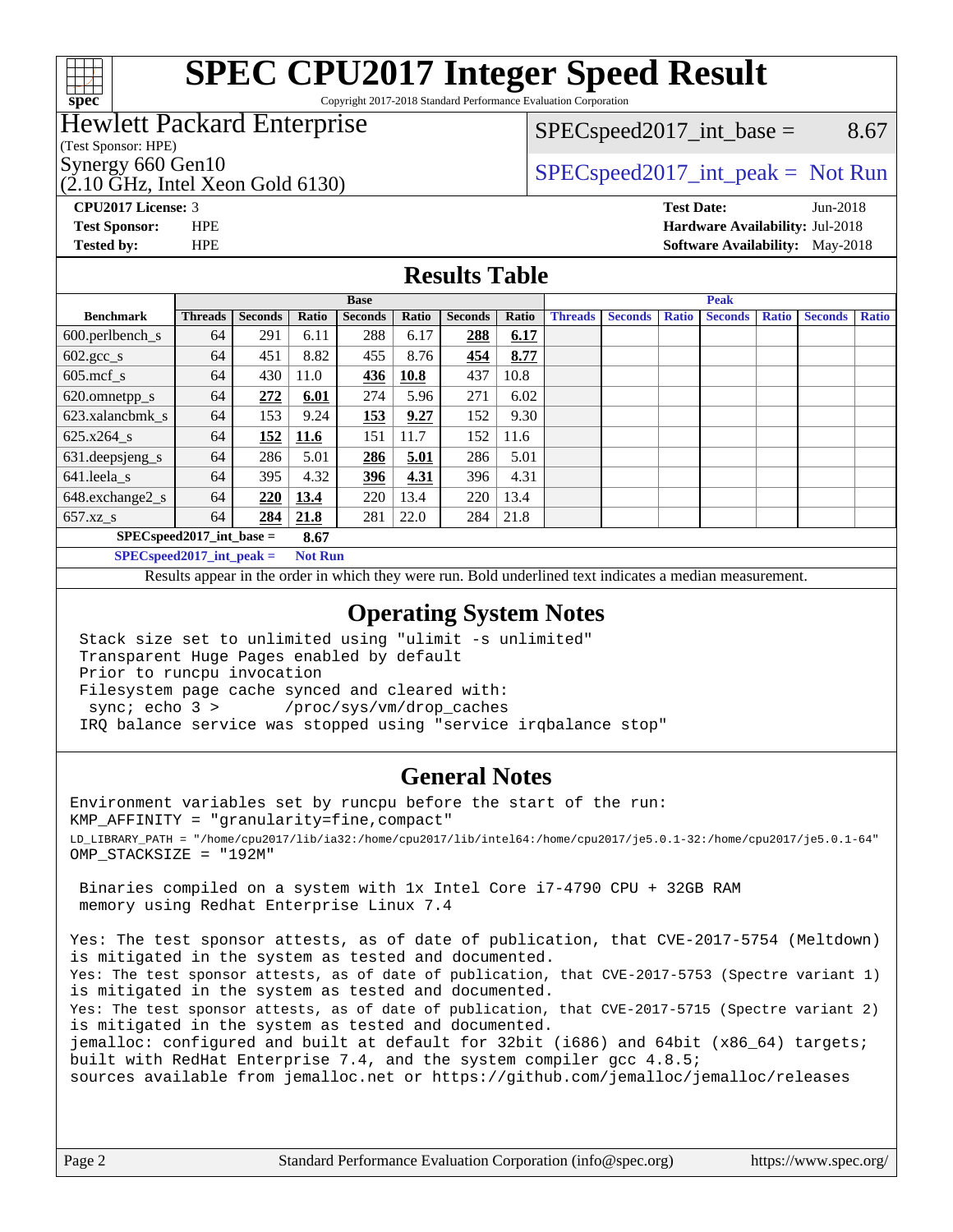# SPEC CPU2017 Integer Speed Result

Copyright 2017-2018 Standard Performance Evaluation Corporation

**Hewlett Packard Enterprise**
(Test Sponsor: HPE)
Synergy 660 Gen10
(2.10 GHz, Intel Xeon Gold 6130)

SPECspeed2017_int_base = 8.67

SPECspeed2017_int_peak = Not Run

**CPU2017 License:** 3
**Test Sponsor:** HPE
**Tested by:** HPE

**Test Date:** Jun-2018
**Hardware Availability:** Jul-2018
**Software Availability:** May-2018

## Results Table

| Benchmark | Base | | | | | | | Peak | | | | | | |
|---|---|---|---|---|---|---|---|---|---|---|---|---|---|---|
| | Threads | Seconds | Ratio | Seconds | Ratio | Seconds | Ratio | Threads | Seconds | Ratio | Seconds | Ratio | Seconds | Ratio |
| 600.perlbench_s | 64 | 291 | 6.11 | 288 | 6.17 | **288** | **6.17** | | | | | | | |
| 602.gcc_s | 64 | 451 | 8.82 | 455 | 8.76 | **454** | **8.77** | | | | | | | |
| 605.mcf_s | 64 | 430 | 11.0 | **436** | **10.8** | 437 | 10.8 | | | | | | | |
| 620.omnetpp_s | 64 | **272** | **6.01** | 274 | 5.96 | 271 | 6.02 | | | | | | | |
| 623.xalancbmk_s | 64 | 153 | 9.24 | **153** | **9.27** | 152 | 9.30 | | | | | | | |
| 625.x264_s | 64 | **152** | **11.6** | 151 | 11.7 | 152 | 11.6 | | | | | | | |
| 631.deepsjeng_s | 64 | 286 | 5.01 | **286** | **5.01** | 286 | 5.01 | | | | | | | |
| 641.leela_s | 64 | 395 | 4.32 | **396** | **4.31** | 396 | 4.31 | | | | | | | |
| 648.exchange2_s | 64 | **220** | **13.4** | 220 | 13.4 | 220 | 13.4 | | | | | | | |
| 657.xz_s | 64 | **284** | **21.8** | 281 | 22.0 | 284 | 21.8 | | | | | | | |

**SPECspeed2017_int_base = 8.67**

**SPECspeed2017_int_peak = Not Run**

Results appear in the order in which they were run. Bold underlined text indicates a median measurement.

## Operating System Notes

```
Stack size set to unlimited using "ulimit -s unlimited"
Transparent Huge Pages enabled by default
Prior to runcpu invocation
Filesystem page cache synced and cleared with:
 sync; echo 3 >       /proc/sys/vm/drop_caches
IRQ balance service was stopped using "service irqbalance stop"
```

## General Notes

```
Environment variables set by runcpu before the start of the run:
KMP_AFFINITY = "granularity=fine,compact"
LD_LIBRARY_PATH = "/home/cpu2017/lib/ia32:/home/cpu2017/lib/intel64:/home/cpu2017/je5.0.1-32:/home/cpu2017/je5.0.1-64"
OMP_STACKSIZE = "192M"

 Binaries compiled on a system with 1x Intel Core i7-4790 CPU + 32GB RAM
 memory using Redhat Enterprise Linux 7.4

Yes: The test sponsor attests, as of date of publication, that CVE-2017-5754 (Meltdown)
is mitigated in the system as tested and documented.
Yes: The test sponsor attests, as of date of publication, that CVE-2017-5753 (Spectre variant 1)
is mitigated in the system as tested and documented.
Yes: The test sponsor attests, as of date of publication, that CVE-2017-5715 (Spectre variant 2)
is mitigated in the system as tested and documented.
jemalloc: configured and built at default for 32bit (i686) and 64bit (x86_64) targets;
built with RedHat Enterprise 7.4, and the system compiler gcc 4.8.5;
sources available from jemalloc.net or https://github.com/jemalloc/jemalloc/releases
```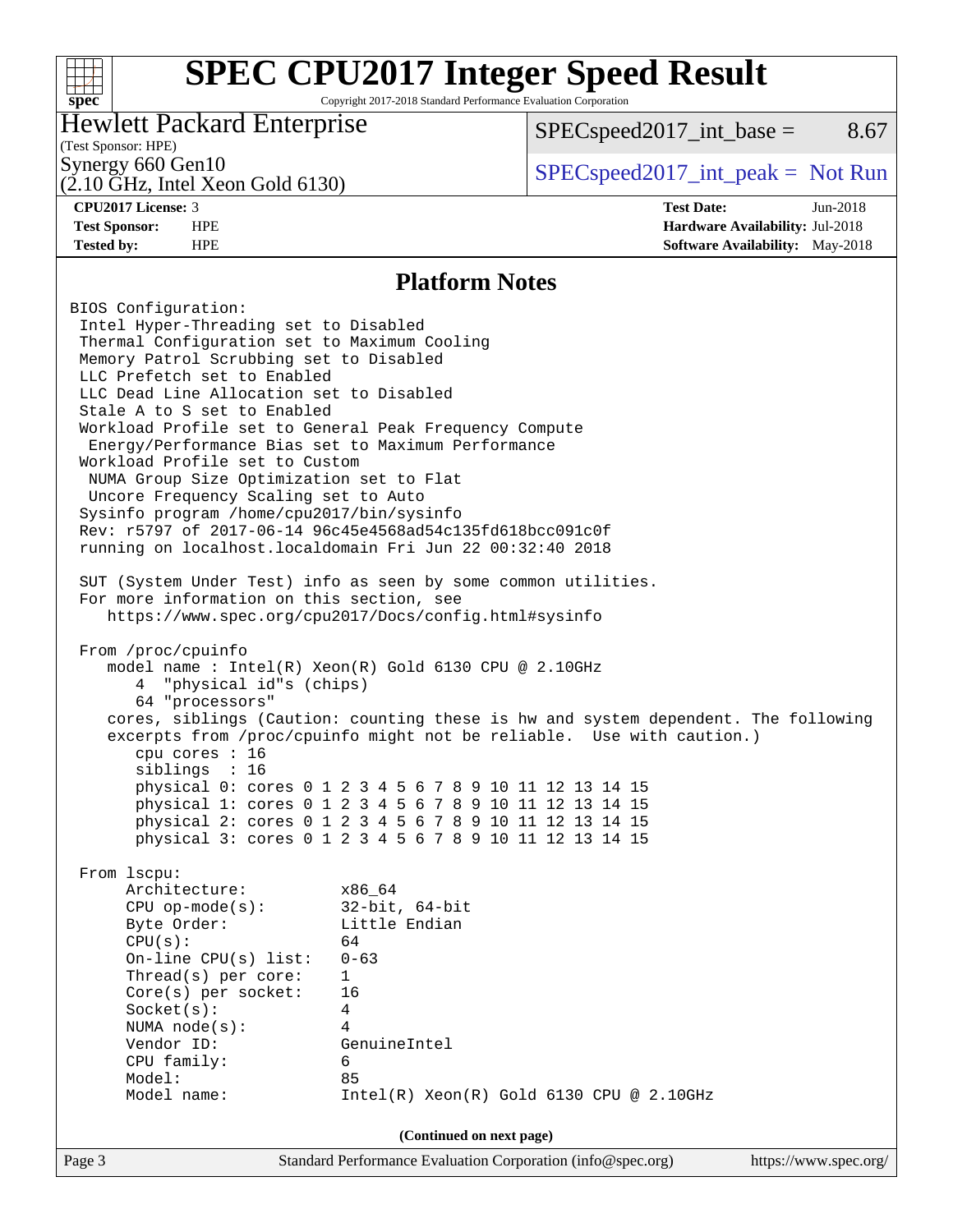# SPEC CPU2017 Integer Speed Result

Copyright 2017-2018 Standard Performance Evaluation Corporation

**Hewlett Packard Enterprise**
(Test Sponsor: HPE)
Synergy 660 Gen10
(2.10 GHz, Intel Xeon Gold 6130)

SPECspeed2017_int_base = 8.67

SPECspeed2017_int_peak = Not Run

| | | | |
|---|---|---|---|
| **CPU2017 License:** | 3 | **Test Date:** | Jun-2018 |
| **Test Sponsor:** | HPE | **Hardware Availability:** | Jul-2018 |
| **Tested by:** | HPE | **Software Availability:** | May-2018 |

## Platform Notes

```
BIOS Configuration:
 Intel Hyper-Threading set to Disabled
 Thermal Configuration set to Maximum Cooling
 Memory Patrol Scrubbing set to Disabled
 LLC Prefetch set to Enabled
 LLC Dead Line Allocation set to Disabled
 Stale A to S set to Enabled
 Workload Profile set to General Peak Frequency Compute
  Energy/Performance Bias set to Maximum Performance
 Workload Profile set to Custom
  NUMA Group Size Optimization set to Flat
  Uncore Frequency Scaling set to Auto
 Sysinfo program /home/cpu2017/bin/sysinfo
 Rev: r5797 of 2017-06-14 96c45e4568ad54c135fd618bcc091c0f
 running on localhost.localdomain Fri Jun 22 00:32:40 2018

 SUT (System Under Test) info as seen by some common utilities.
 For more information on this section, see
    https://www.spec.org/cpu2017/Docs/config.html#sysinfo

 From /proc/cpuinfo
    model name : Intel(R) Xeon(R) Gold 6130 CPU @ 2.10GHz
       4  "physical id"s (chips)
       64 "processors"
    cores, siblings (Caution: counting these is hw and system dependent. The following
    excerpts from /proc/cpuinfo might not be reliable.  Use with caution.)
       cpu cores : 16
       siblings  : 16
       physical 0: cores 0 1 2 3 4 5 6 7 8 9 10 11 12 13 14 15
       physical 1: cores 0 1 2 3 4 5 6 7 8 9 10 11 12 13 14 15
       physical 2: cores 0 1 2 3 4 5 6 7 8 9 10 11 12 13 14 15
       physical 3: cores 0 1 2 3 4 5 6 7 8 9 10 11 12 13 14 15

 From lscpu:
      Architecture:          x86_64
      CPU op-mode(s):        32-bit, 64-bit
      Byte Order:            Little Endian
      CPU(s):                64
      On-line CPU(s) list:   0-63
      Thread(s) per core:    1
      Core(s) per socket:    16
      Socket(s):             4
      NUMA node(s):          4
      Vendor ID:             GenuineIntel
      CPU family:            6
      Model:                 85
      Model name:            Intel(R) Xeon(R) Gold 6130 CPU @ 2.10GHz
```

(Continued on next page)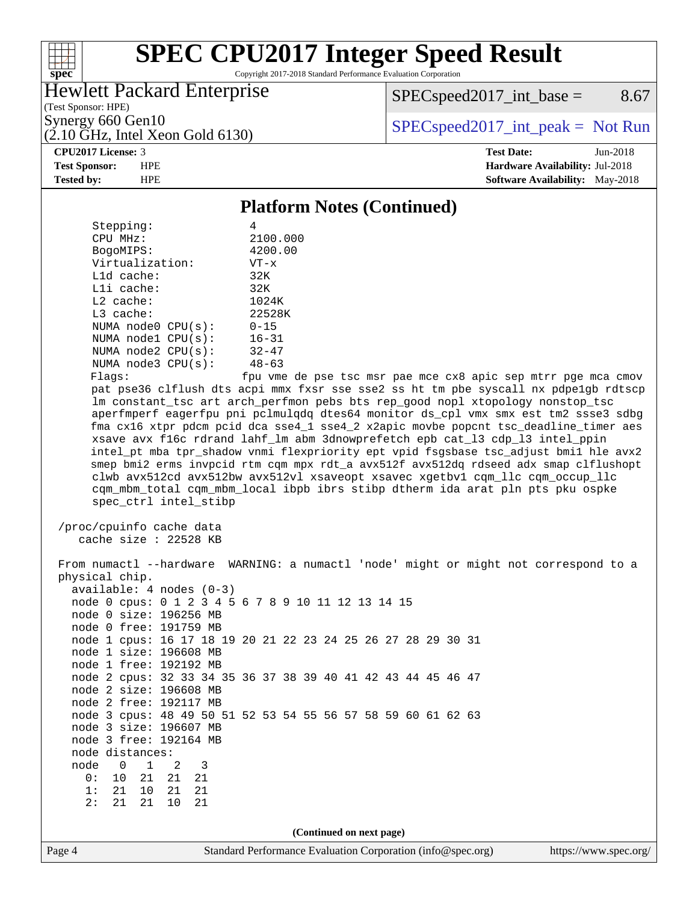## Platform Notes (Continued)

```
      Stepping:              4
      CPU MHz:               2100.000
      BogoMIPS:              4200.00
      Virtualization:        VT-x
      L1d cache:             32K
      L1i cache:             32K
      L2 cache:              1024K
      L3 cache:              22528K
      NUMA node0 CPU(s):     0-15
      NUMA node1 CPU(s):     16-31
      NUMA node2 CPU(s):     32-47
      NUMA node3 CPU(s):     48-63
      Flags:                 fpu vme de pse tsc msr pae mce cx8 apic sep mtrr pge mca cmov
      pat pse36 clflush dts acpi mmx fxsr sse sse2 ss ht tm pbe syscall nx pdpe1gb rdtscp
      lm constant_tsc art arch_perfmon pebs bts rep_good nopl xtopology nonstop_tsc
      aperfmperf eagerfpu pni pclmulqdq dtes64 monitor ds_cpl vmx smx est tm2 ssse3 sdbg
      fma cx16 xtpr pdcm pcid dca sse4_1 sse4_2 x2apic movbe popcnt tsc_deadline_timer aes
      xsave avx f16c rdrand lahf_lm abm 3dnowprefetch epb cat_l3 cdp_l3 intel_ppin
      intel_pt mba tpr_shadow vnmi flexpriority ept vpid fsgsbase tsc_adjust bmi1 hle avx2
      smep bmi2 erms invpcid rtm cqm mpx rdt_a avx512f avx512dq rdseed adx smap clflushopt
      clwb avx512cd avx512bw avx512vl xsaveopt xsavec xgetbv1 cqm_llc cqm_occup_llc
      cqm_mbm_total cqm_mbm_local ibpb ibrs stibp dtherm ida arat pln pts pku ospke
      spec_ctrl intel_stibp

 /proc/cpuinfo cache data
    cache size : 22528 KB

 From numactl --hardware  WARNING: a numactl 'node' might or might not correspond to a
 physical chip.
   available: 4 nodes (0-3)
   node 0 cpus: 0 1 2 3 4 5 6 7 8 9 10 11 12 13 14 15
   node 0 size: 196256 MB
   node 0 free: 191759 MB
   node 1 cpus: 16 17 18 19 20 21 22 23 24 25 26 27 28 29 30 31
   node 1 size: 196608 MB
   node 1 free: 192192 MB
   node 2 cpus: 32 33 34 35 36 37 38 39 40 41 42 43 44 45 46 47
   node 2 size: 196608 MB
   node 2 free: 192117 MB
   node 3 cpus: 48 49 50 51 52 53 54 55 56 57 58 59 60 61 62 63
   node 3 size: 196607 MB
   node 3 free: 192164 MB
   node distances:
   node   0   1   2   3
     0:  10  21  21  21
     1:  21  10  21  21
     2:  21  21  10  21
```

(Continued on next page)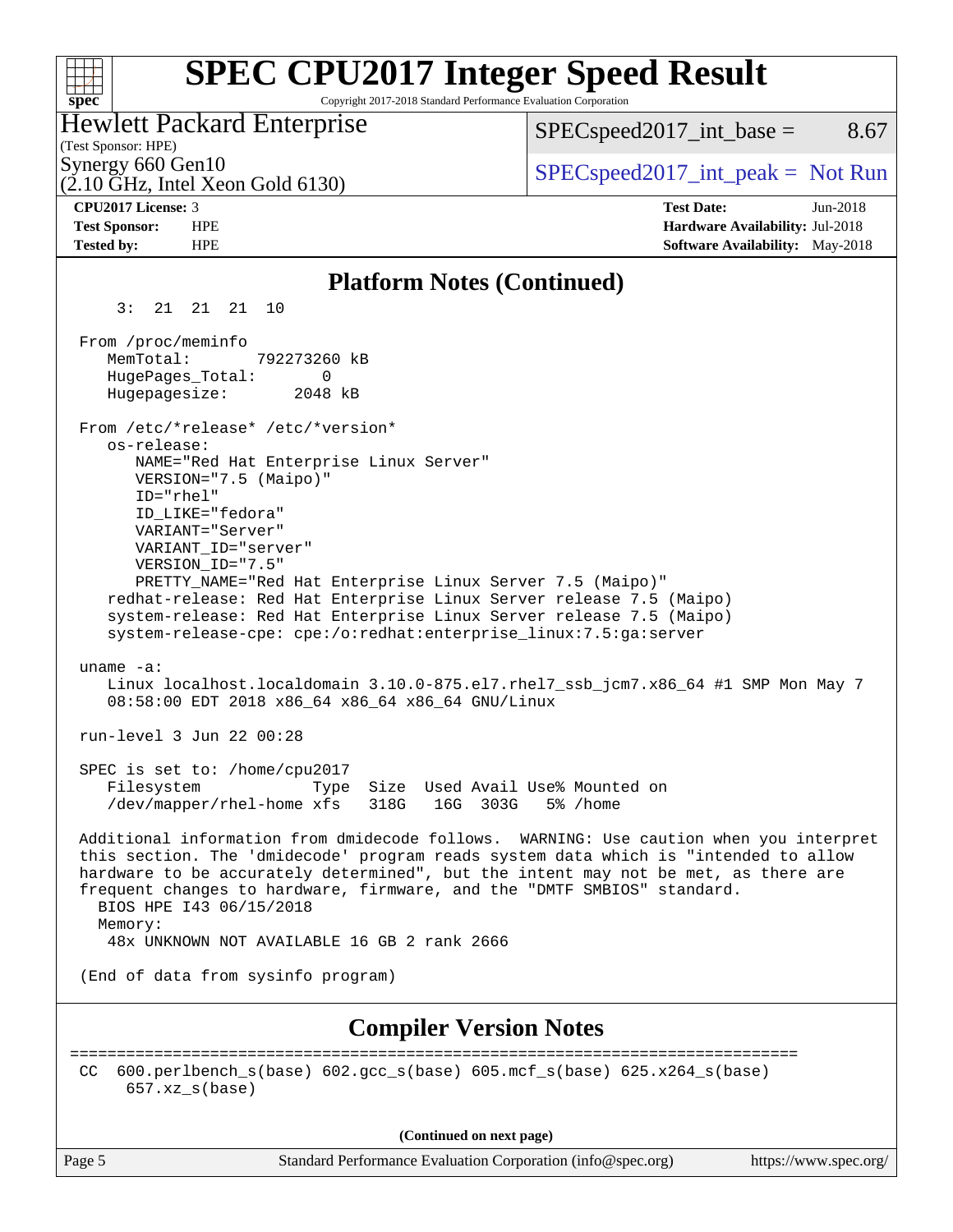# SPEC CPU2017 Integer Speed Result

Copyright 2017-2018 Standard Performance Evaluation Corporation

**Hewlett Packard Enterprise**
(Test Sponsor: HPE)
Synergy 660 Gen10
(2.10 GHz, Intel Xeon Gold 6130)

SPECspeed2017_int_base = 8.67

SPECspeed2017_int_peak = Not Run

| | | | |
|---|---|---|---|
| **CPU2017 License:** | 3 | **Test Date:** | Jun-2018 |
| **Test Sponsor:** | HPE | **Hardware Availability:** | Jul-2018 |
| **Tested by:** | HPE | **Software Availability:** | May-2018 |

## Platform Notes (Continued)

```
     3:  21  21  21  10

  From /proc/meminfo
     MemTotal:        792273260 kB
     HugePages_Total:        0
     Hugepagesize:        2048 kB

  From /etc/*release* /etc/*version*
     os-release:
        NAME="Red Hat Enterprise Linux Server"
        VERSION="7.5 (Maipo)"
        ID="rhel"
        ID_LIKE="fedora"
        VARIANT="Server"
        VARIANT_ID="server"
        VERSION_ID="7.5"
        PRETTY_NAME="Red Hat Enterprise Linux Server 7.5 (Maipo)"
     redhat-release: Red Hat Enterprise Linux Server release 7.5 (Maipo)
     system-release: Red Hat Enterprise Linux Server release 7.5 (Maipo)
     system-release-cpe: cpe:/o:redhat:enterprise_linux:7.5:ga:server

  uname -a:
     Linux localhost.localdomain 3.10.0-875.el7.rhel7_ssb_jcm7.x86_64 #1 SMP Mon May 7
     08:58:00 EDT 2018 x86_64 x86_64 x86_64 GNU/Linux

  run-level 3 Jun 22 00:28

  SPEC is set to: /home/cpu2017
     Filesystem            Type  Size  Used Avail Use% Mounted on
     /dev/mapper/rhel-home xfs   318G   16G  303G   5% /home

  Additional information from dmidecode follows.  WARNING: Use caution when you interpret
  this section. The 'dmidecode' program reads system data which is "intended to allow
  hardware to be accurately determined", but the intent may not be met, as there are
  frequent changes to hardware, firmware, and the "DMTF SMBIOS" standard.
    BIOS HPE I43 06/15/2018
    Memory:
     48x UNKNOWN NOT AVAILABLE 16 GB 2 rank 2666

  (End of data from sysinfo program)
```

## Compiler Version Notes

```
==============================================================================
 CC  600.perlbench_s(base) 602.gcc_s(base) 605.mcf_s(base) 625.x264_s(base)
       657.xz_s(base)
```

**(Continued on next page)**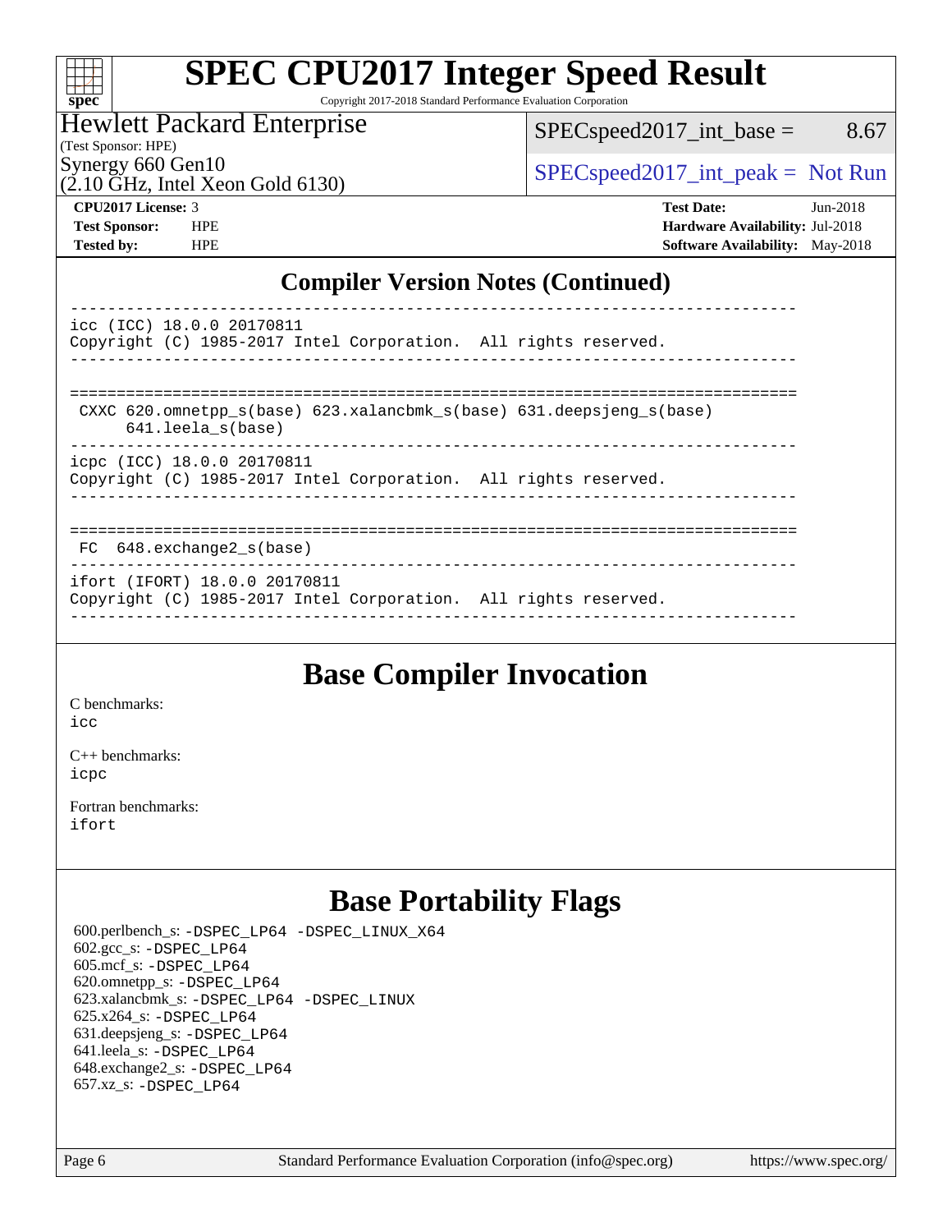# SPEC CPU2017 Integer Speed Result

Copyright 2017-2018 Standard Performance Evaluation Corporation

Hewlett Packard Enterprise
(Test Sponsor: HPE)
Synergy 660 Gen10
(2.10 GHz, Intel Xeon Gold 6130)

SPECspeed2017_int_base = 8.67

SPECspeed2017_int_peak = Not Run

**CPU2017 License:** 3
**Test Sponsor:** HPE
**Tested by:** HPE

**Test Date:** Jun-2018
**Hardware Availability:** Jul-2018
**Software Availability:** May-2018

## Compiler Version Notes (Continued)

```
------------------------------------------------------------------------------
icc (ICC) 18.0.0 20170811
Copyright (C) 1985-2017 Intel Corporation.  All rights reserved.
------------------------------------------------------------------------------

==============================================================================
 CXXC 620.omnetpp_s(base) 623.xalancbmk_s(base) 631.deepsjeng_s(base)
      641.leela_s(base)
------------------------------------------------------------------------------
icpc (ICC) 18.0.0 20170811
Copyright (C) 1985-2017 Intel Corporation.  All rights reserved.
------------------------------------------------------------------------------

==============================================================================
 FC  648.exchange2_s(base)
------------------------------------------------------------------------------
ifort (IFORT) 18.0.0 20170811
Copyright (C) 1985-2017 Intel Corporation.  All rights reserved.
------------------------------------------------------------------------------
```

## Base Compiler Invocation

C benchmarks:
icc

C++ benchmarks:
icpc

Fortran benchmarks:
ifort

## Base Portability Flags

600.perlbench_s: -DSPEC_LP64 -DSPEC_LINUX_X64
602.gcc_s: -DSPEC_LP64
605.mcf_s: -DSPEC_LP64
620.omnetpp_s: -DSPEC_LP64
623.xalancbmk_s: -DSPEC_LP64 -DSPEC_LINUX
625.x264_s: -DSPEC_LP64
631.deepsjeng_s: -DSPEC_LP64
641.leela_s: -DSPEC_LP64
648.exchange2_s: -DSPEC_LP64
657.xz_s: -DSPEC_LP64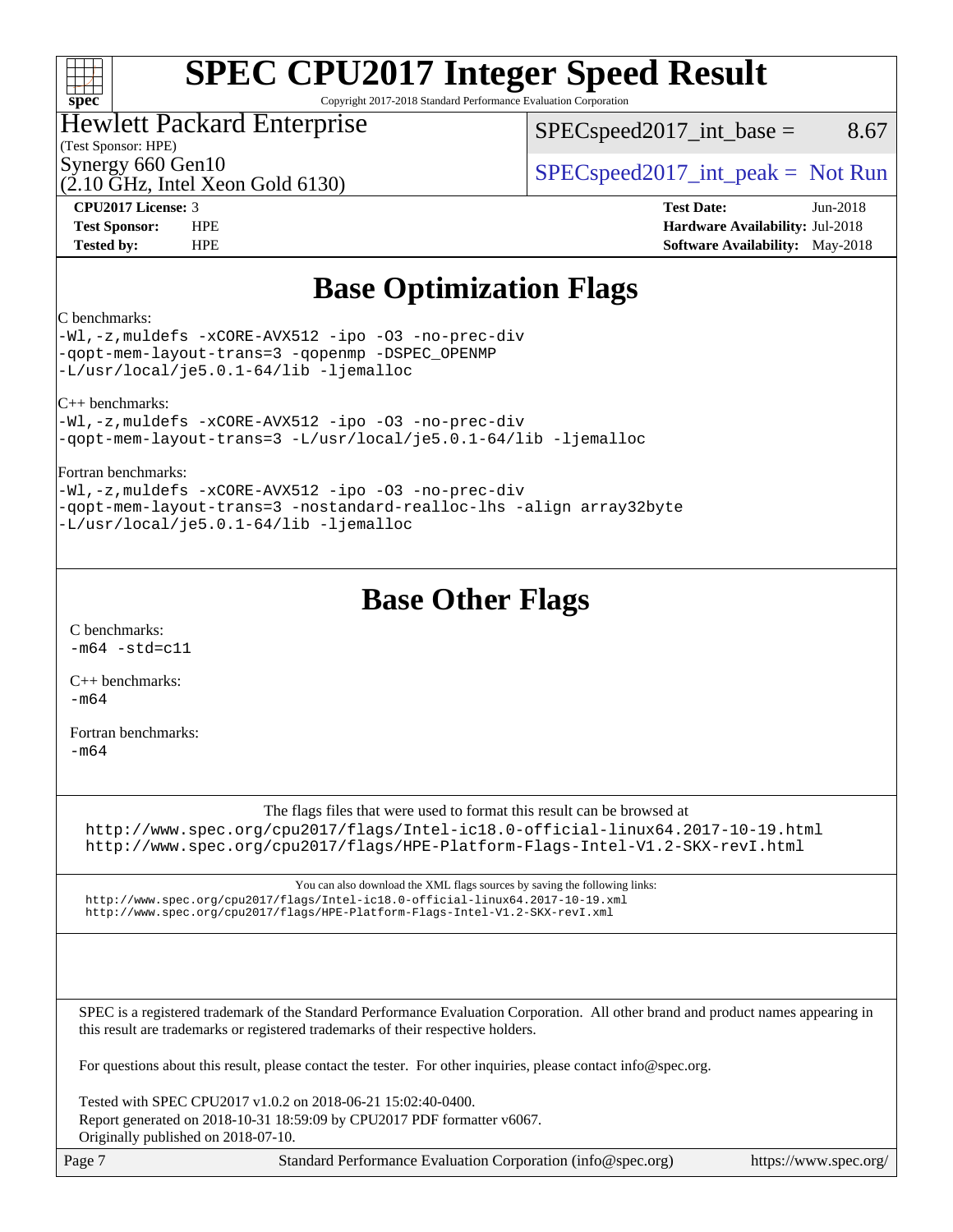# Base Optimization Flags

C benchmarks:

```
-Wl,-z,muldefs -xCORE-AVX512 -ipo -O3 -no-prec-div
-qopt-mem-layout-trans=3 -qopenmp -DSPEC_OPENMP
-L/usr/local/je5.0.1-64/lib -ljemalloc
```

C++ benchmarks:

```
-Wl,-z,muldefs -xCORE-AVX512 -ipo -O3 -no-prec-div
-qopt-mem-layout-trans=3 -L/usr/local/je5.0.1-64/lib -ljemalloc
```

Fortran benchmarks:

```
-Wl,-z,muldefs -xCORE-AVX512 -ipo -O3 -no-prec-div
-qopt-mem-layout-trans=3 -nostandard-realloc-lhs -align array32byte
-L/usr/local/je5.0.1-64/lib -ljemalloc
```

# Base Other Flags

C benchmarks:

```
-m64 -std=c11
```

C++ benchmarks:

```
-m64
```

Fortran benchmarks:

```
-m64
```

The flags files that were used to format this result can be browsed at

http://www.spec.org/cpu2017/flags/Intel-ic18.0-official-linux64.2017-10-19.html
http://www.spec.org/cpu2017/flags/HPE-Platform-Flags-Intel-V1.2-SKX-revI.html

You can also download the XML flags sources by saving the following links:

http://www.spec.org/cpu2017/flags/Intel-ic18.0-official-linux64.2017-10-19.xml
http://www.spec.org/cpu2017/flags/HPE-Platform-Flags-Intel-V1.2-SKX-revI.xml

SPEC is a registered trademark of the Standard Performance Evaluation Corporation. All other brand and product names appearing in this result are trademarks or registered trademarks of their respective holders.

For questions about this result, please contact the tester. For other inquiries, please contact info@spec.org.

Tested with SPEC CPU2017 v1.0.2 on 2018-06-21 15:02:40-0400.
Report generated on 2018-10-31 18:59:09 by CPU2017 PDF formatter v6067.
Originally published on 2018-07-10.